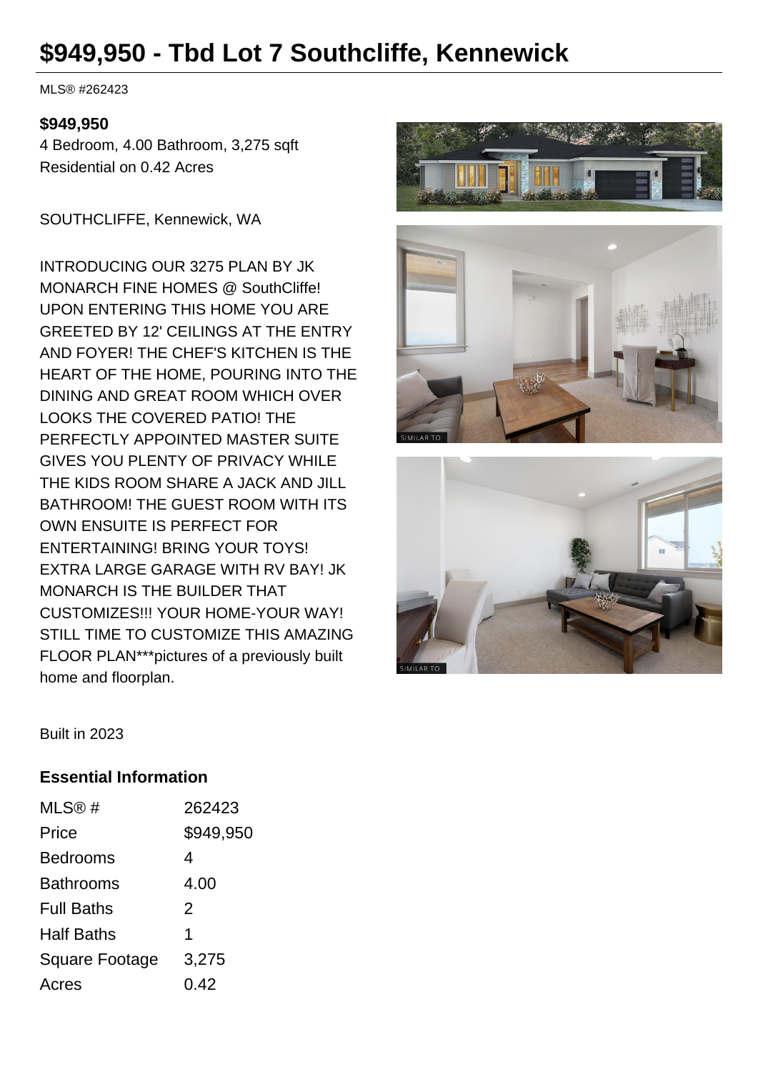# $949,950 - Tbd Lot 7 Southcliffe, Kennewick

MLS® #262423

**$949,950**

4 Bedroom, 4.00 Bathroom, 3,275 sqft
Residential on 0.42 Acres

SOUTHCLIFFE, Kennewick, WA

INTRODUCING OUR 3275 PLAN BY JK MONARCH FINE HOMES @ SouthCliffe! UPON ENTERING THIS HOME YOU ARE GREETED BY 12' CEILINGS AT THE ENTRY AND FOYER! THE CHEF'S KITCHEN IS THE HEART OF THE HOME, POURING INTO THE DINING AND GREAT ROOM WHICH OVER LOOKS THE COVERED PATIO! THE PERFECTLY APPOINTED MASTER SUITE GIVES YOU PLENTY OF PRIVACY WHILE THE KIDS ROOM SHARE A JACK AND JILL BATHROOM! THE GUEST ROOM WITH ITS OWN ENSUITE IS PERFECT FOR ENTERTAINING! BRING YOUR TOYS! EXTRA LARGE GARAGE WITH RV BAY! JK MONARCH IS THE BUILDER THAT CUSTOMIZES!!! YOUR HOME-YOUR WAY! STILL TIME TO CUSTOMIZE THIS AMAZING FLOOR PLAN***pictures of a previously built home and floorplan.

Built in 2023

### Essential Information

| | |
|---|---|
| MLS® # | 262423 |
| Price | $949,950 |
| Bedrooms | 4 |
| Bathrooms | 4.00 |
| Full Baths | 2 |
| Half Baths | 1 |
| Square Footage | 3,275 |
| Acres | 0.42 |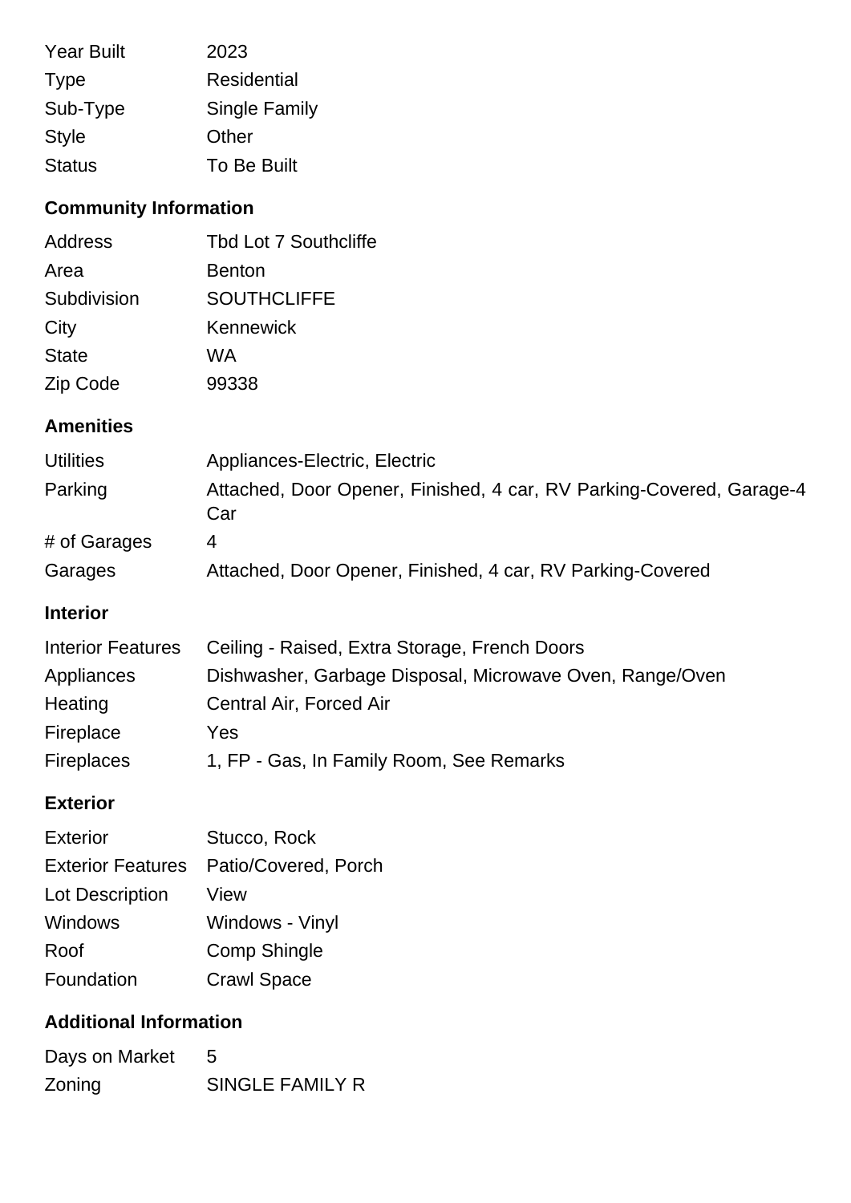| | |
|---|---|
| Year Built | 2023 |
| Type | Residential |
| Sub-Type | Single Family |
| Style | Other |
| Status | To Be Built |

## Community Information

| | |
|---|---|
| Address | Tbd Lot 7 Southcliffe |
| Area | Benton |
| Subdivision | SOUTHCLIFFE |
| City | Kennewick |
| State | WA |
| Zip Code | 99338 |

## Amenities

| | |
|---|---|
| Utilities | Appliances-Electric, Electric |
| Parking | Attached, Door Opener, Finished, 4 car, RV Parking-Covered, Garage-4 Car |
| # of Garages | 4 |
| Garages | Attached, Door Opener, Finished, 4 car, RV Parking-Covered |

## Interior

| | |
|---|---|
| Interior Features | Ceiling - Raised, Extra Storage, French Doors |
| Appliances | Dishwasher, Garbage Disposal, Microwave Oven, Range/Oven |
| Heating | Central Air, Forced Air |
| Fireplace | Yes |
| Fireplaces | 1, FP - Gas, In Family Room, See Remarks |

## Exterior

| | |
|---|---|
| Exterior | Stucco, Rock |
| Exterior Features | Patio/Covered, Porch |
| Lot Description | View |
| Windows | Windows - Vinyl |
| Roof | Comp Shingle |
| Foundation | Crawl Space |

## Additional Information

| | |
|---|---|
| Days on Market | 5 |
| Zoning | SINGLE FAMILY R |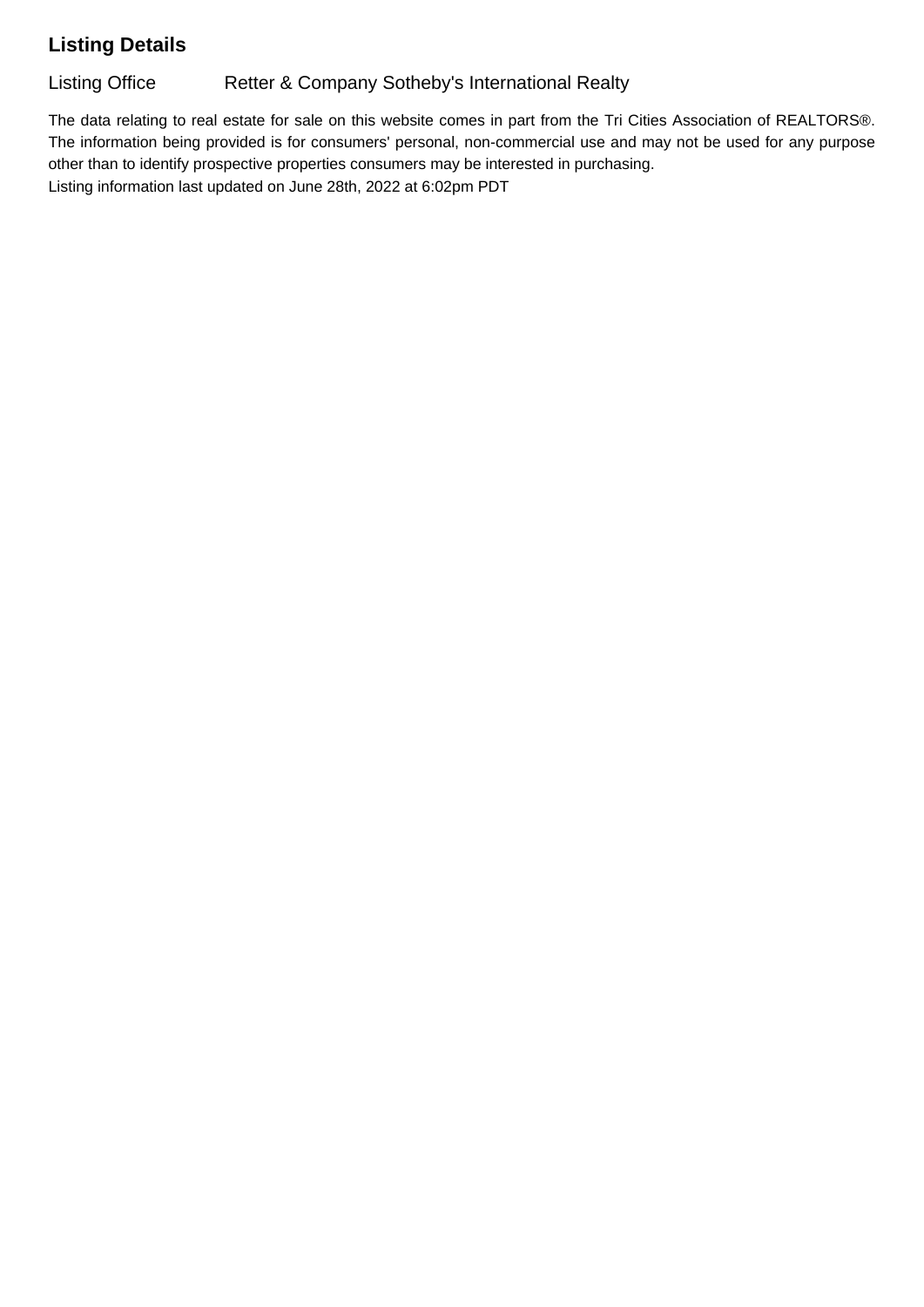## Listing Details

| | |
|---|---|
| Listing Office | Retter & Company Sotheby's International Realty |

The data relating to real estate for sale on this website comes in part from the Tri Cities Association of REALTORS®. The information being provided is for consumers' personal, non-commercial use and may not be used for any purpose other than to identify prospective properties consumers may be interested in purchasing.

Listing information last updated on June 28th, 2022 at 6:02pm PDT